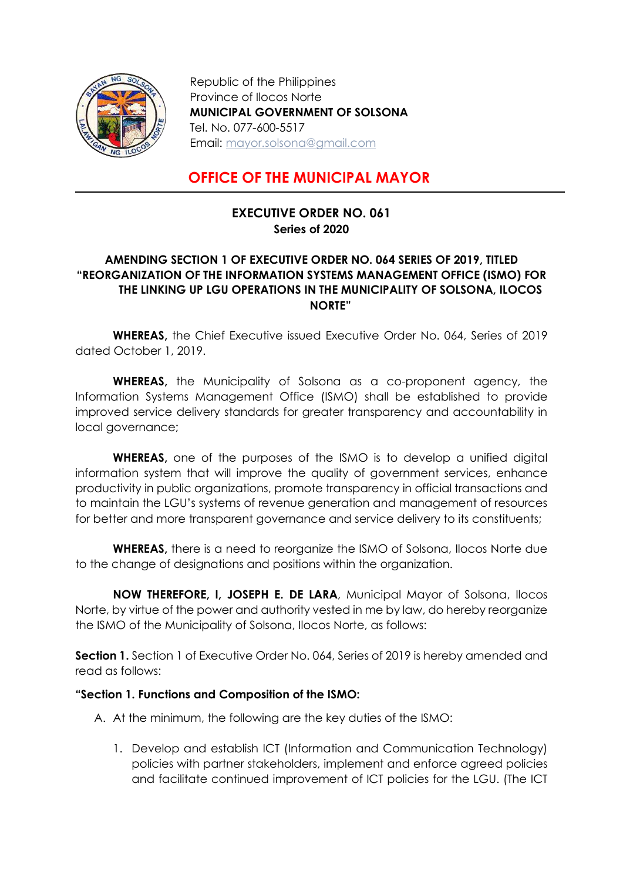Republic of the Philippines
Province of Ilocos Norte
**MUNICIPAL GOVERNMENT OF SOLSONA**
Tel. No. 077-600-5517
Email: mayor.solsona@gmail.com

# OFFICE OF THE MUNICIPAL MAYOR

## EXECUTIVE ORDER NO. 061
**Series of 2020**

**AMENDING SECTION 1 OF EXECUTIVE ORDER NO. 064 SERIES OF 2019, TITLED "REORGANIZATION OF THE INFORMATION SYSTEMS MANAGEMENT OFFICE (ISMO) FOR THE LINKING UP LGU OPERATIONS IN THE MUNICIPALITY OF SOLSONA, ILOCOS NORTE"**

**WHEREAS,** the Chief Executive issued Executive Order No. 064, Series of 2019 dated October 1, 2019.

**WHEREAS,** the Municipality of Solsona as a co-proponent agency, the Information Systems Management Office (ISMO) shall be established to provide improved service delivery standards for greater transparency and accountability in local governance;

**WHEREAS,** one of the purposes of the ISMO is to develop a unified digital information system that will improve the quality of government services, enhance productivity in public organizations, promote transparency in official transactions and to maintain the LGU's systems of revenue generation and management of resources for better and more transparent governance and service delivery to its constituents;

**WHEREAS,** there is a need to reorganize the ISMO of Solsona, Ilocos Norte due to the change of designations and positions within the organization.

**NOW THEREFORE, I, JOSEPH E. DE LARA**, Municipal Mayor of Solsona, Ilocos Norte, by virtue of the power and authority vested in me by law, do hereby reorganize the ISMO of the Municipality of Solsona, Ilocos Norte, as follows:

**Section 1.** Section 1 of Executive Order No. 064, Series of 2019 is hereby amended and read as follows:

**"Section 1. Functions and Composition of the ISMO:**

A. At the minimum, the following are the key duties of the ISMO:

   1. Develop and establish ICT (Information and Communication Technology) policies with partner stakeholders, implement and enforce agreed policies and facilitate continued improvement of ICT policies for the LGU. (The ICT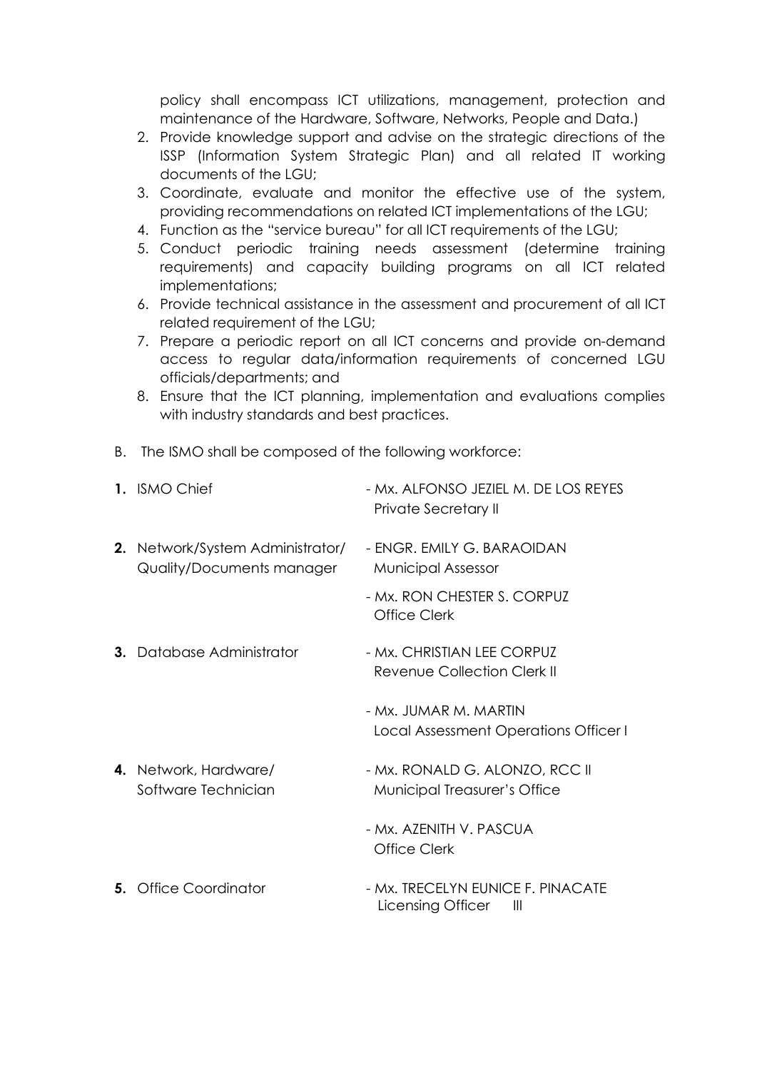policy shall encompass ICT utilizations, management, protection and maintenance of the Hardware, Software, Networks, People and Data.)

2. Provide knowledge support and advise on the strategic directions of the ISSP (Information System Strategic Plan) and all related IT working documents of the LGU;
3. Coordinate, evaluate and monitor the effective use of the system, providing recommendations on related ICT implementations of the LGU;
4. Function as the "service bureau" for all ICT requirements of the LGU;
5. Conduct periodic training needs assessment (determine training requirements) and capacity building programs on all ICT related implementations;
6. Provide technical assistance in the assessment and procurement of all ICT related requirement of the LGU;
7. Prepare a periodic report on all ICT concerns and provide on-demand access to regular data/information requirements of concerned LGU officials/departments; and
8. Ensure that the ICT planning, implementation and evaluations complies with industry standards and best practices.

B. The ISMO shall be composed of the following workforce:

| | |
|---|---|
| **1.** ISMO Chief | - Mx. ALFONSO JEZIEL M. DE LOS REYES<br>Private Secretary II |
| **2.** Network/System Administrator/ Quality/Documents manager | - ENGR. EMILY G. BARAOIDAN<br>Municipal Assessor |
| | - Mx. RON CHESTER S. CORPUZ<br>Office Clerk |
| **3.** Database Administrator | - Mx. CHRISTIAN LEE CORPUZ<br>Revenue Collection Clerk II |
| | - Mx. JUMAR M. MARTIN<br>Local Assessment Operations Officer I |
| **4.** Network, Hardware/ Software Technician | - Mx. RONALD G. ALONZO, RCC II<br>Municipal Treasurer's Office |
| | - Mx. AZENITH V. PASCUA<br>Office Clerk |
| **5.** Office Coordinator | - Mx. TRECELYN EUNICE F. PINACATE<br>Licensing Officer III |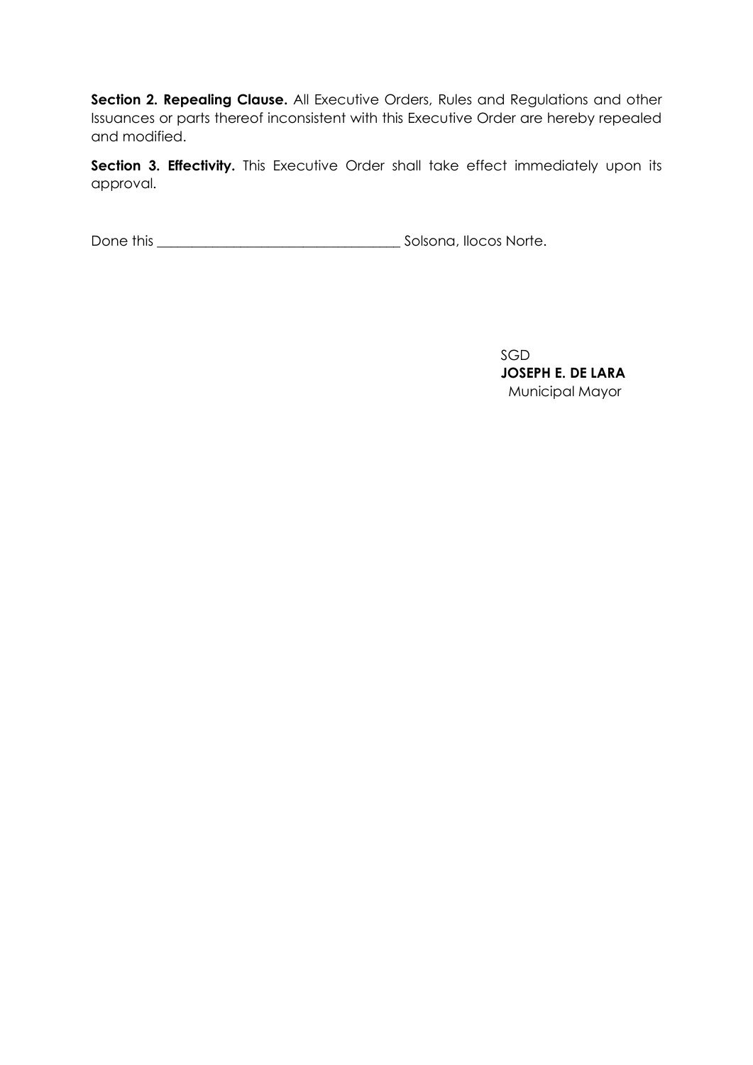**Section 2. Repealing Clause.** All Executive Orders, Rules and Regulations and other Issuances or parts thereof inconsistent with this Executive Order are hereby repealed and modified.

**Section 3. Effectivity.** This Executive Order shall take effect immediately upon its approval.

Done this ___________________________________ Solsona, Ilocos Norte.

SGD
**JOSEPH E. DE LARA**
Municipal Mayor